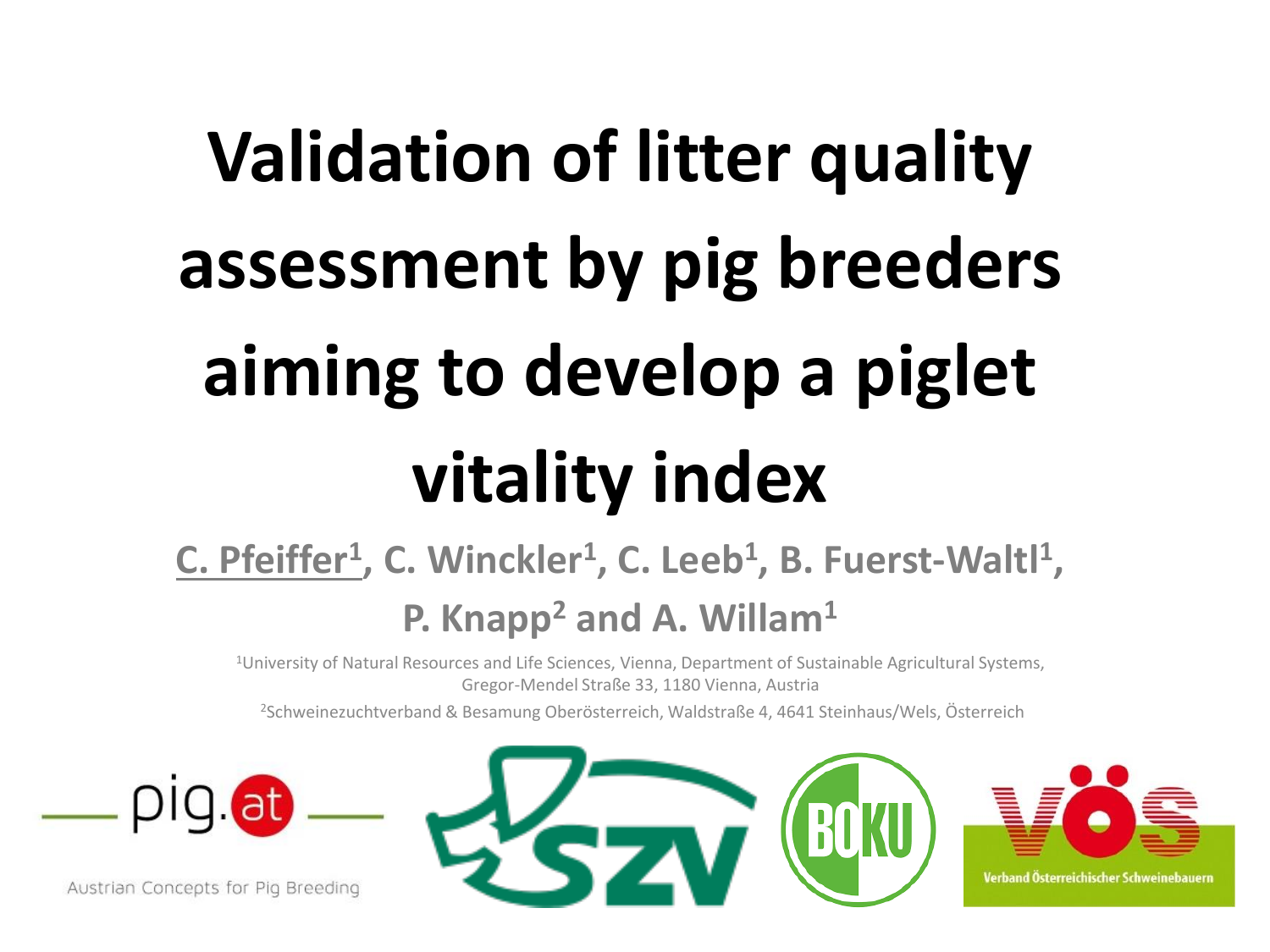# Validation of litter quality assessment by pig breeders aiming to develop a piglet vitality index

**C. Pfeiffer[1], C. Winckler[1], C. Leeb[1], B. Fuerst-Waltl[1], P. Knapp[2] and A. Willam[1]**

[1]University of Natural Resources and Life Sciences, Vienna, Department of Sustainable Agricultural Systems, Gregor-Mendel Straße 33, 1180 Vienna, Austria

[2]Schweinezuchtverband & Besamung Oberösterreich, Waldstraße 4, 4641 Steinhaus/Wels, Österreich

pig.at — Austrian Concepts for Pig Breeding

SZV

BOKU

VÖS — Verband Österreichischer Schweinebauern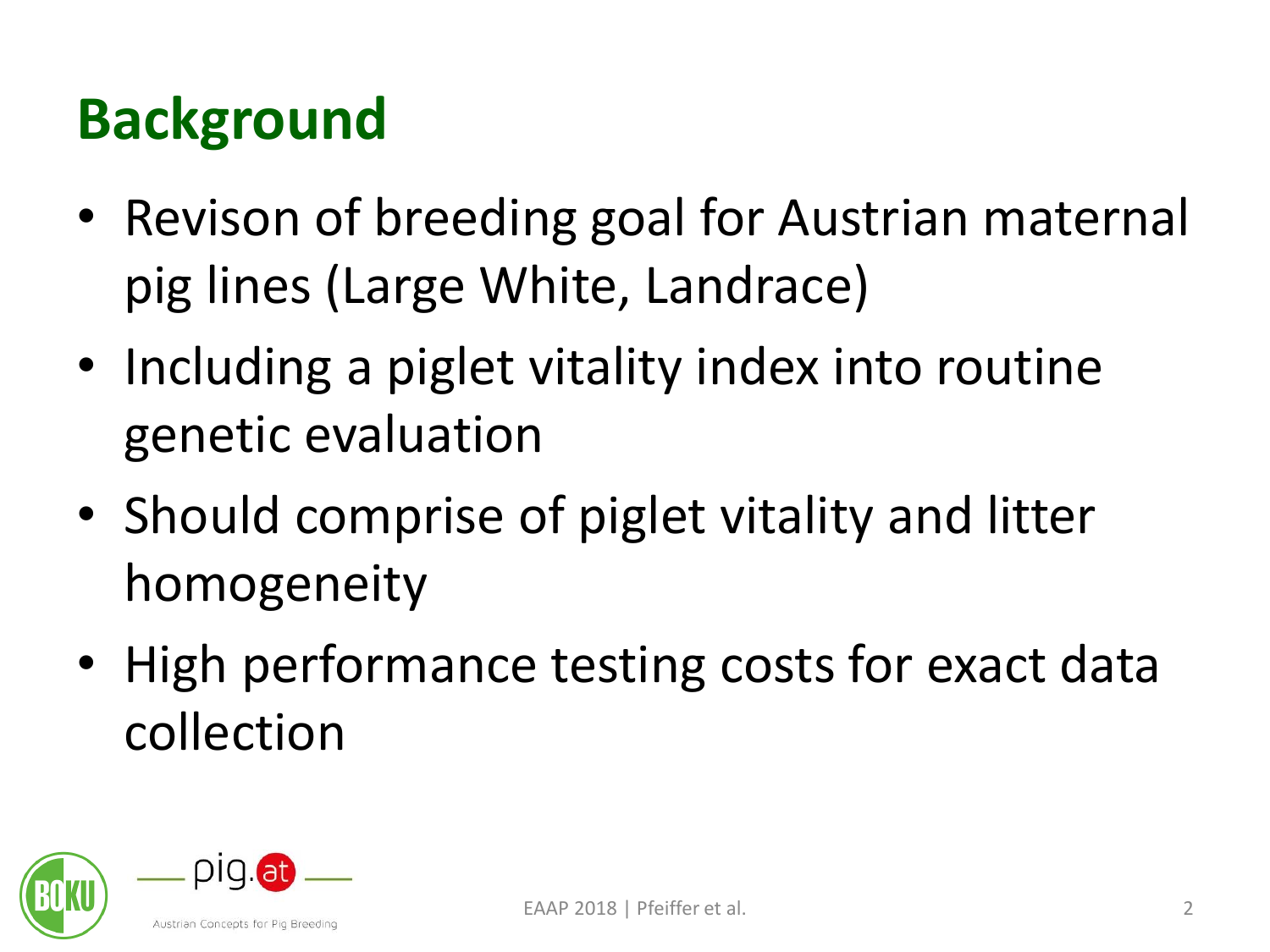# Background

- Revison of breeding goal for Austrian maternal pig lines (Large White, Landrace)
- Including a piglet vitality index into routine genetic evaluation
- Should comprise of piglet vitality and litter homogeneity
- High performance testing costs for exact data collection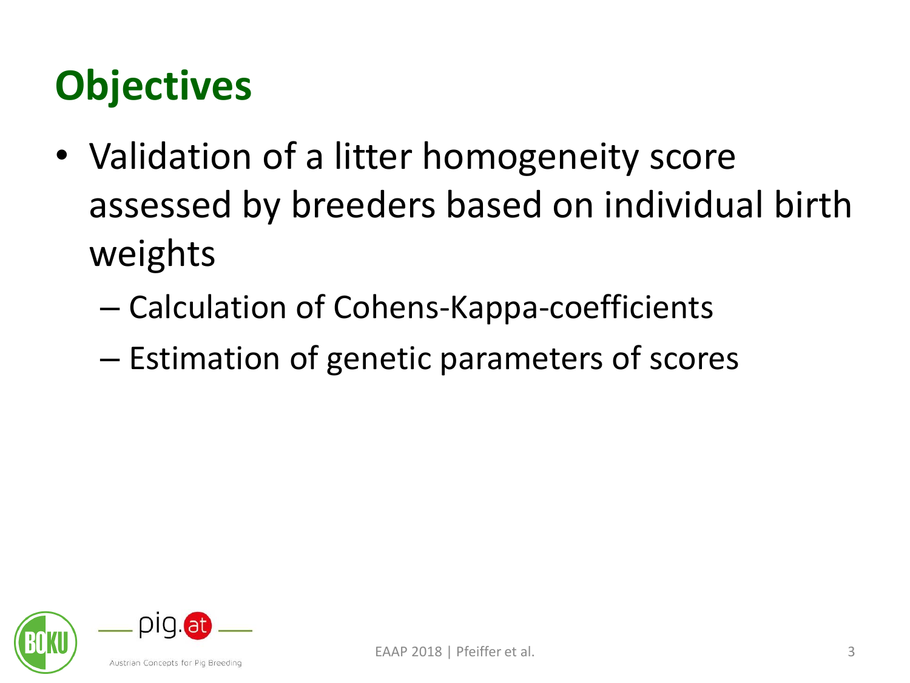# Objectives

- Validation of a litter homogeneity score assessed by breeders based on individual birth weights
  - Calculation of Cohens-Kappa-coefficients
  - Estimation of genetic parameters of scores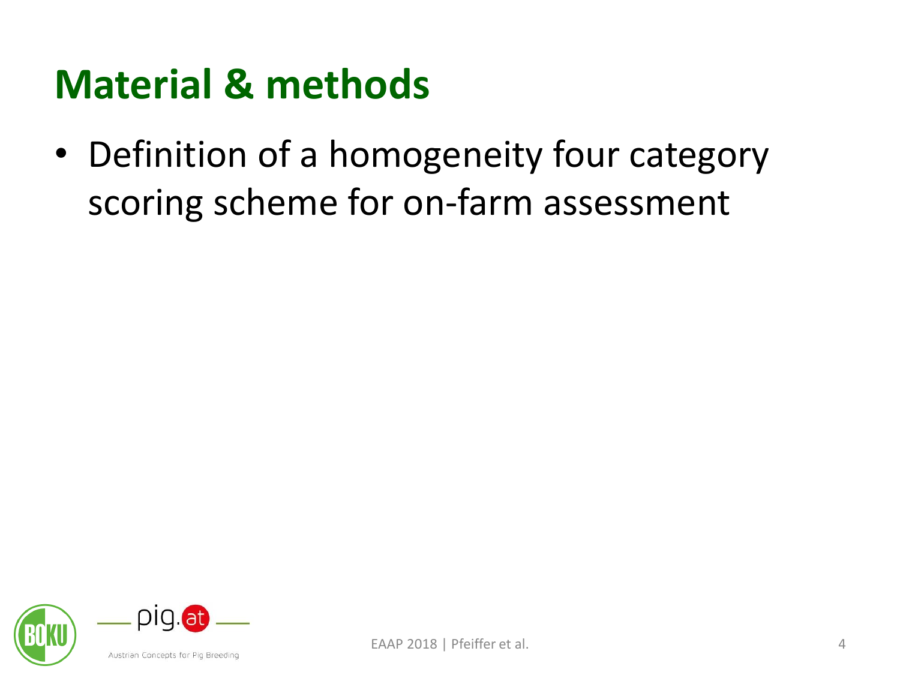# Material & methods

- Definition of a homogeneity four category scoring scheme for on-farm assessment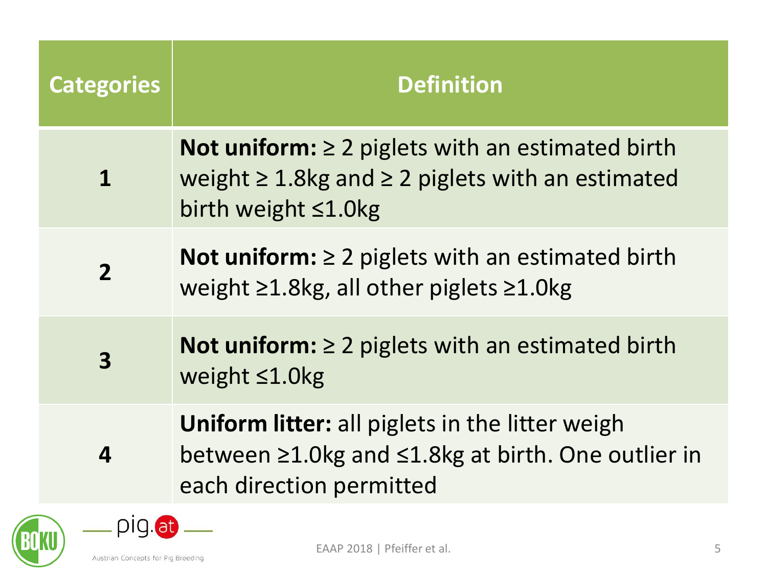| Categories | Definition |
| --- | --- |
| 1 | **Not uniform:** ≥ 2 piglets with an estimated birth weight ≥ 1.8kg and ≥ 2 piglets with an estimated birth weight ≤1.0kg |
| 2 | **Not uniform:** ≥ 2 piglets with an estimated birth weight ≥1.8kg, all other piglets ≥1.0kg |
| 3 | **Not uniform:** ≥ 2 piglets with an estimated birth weight ≤1.0kg |
| 4 | **Uniform litter:** all piglets in the litter weigh between ≥1.0kg and ≤1.8kg at birth. One outlier in each direction permitted |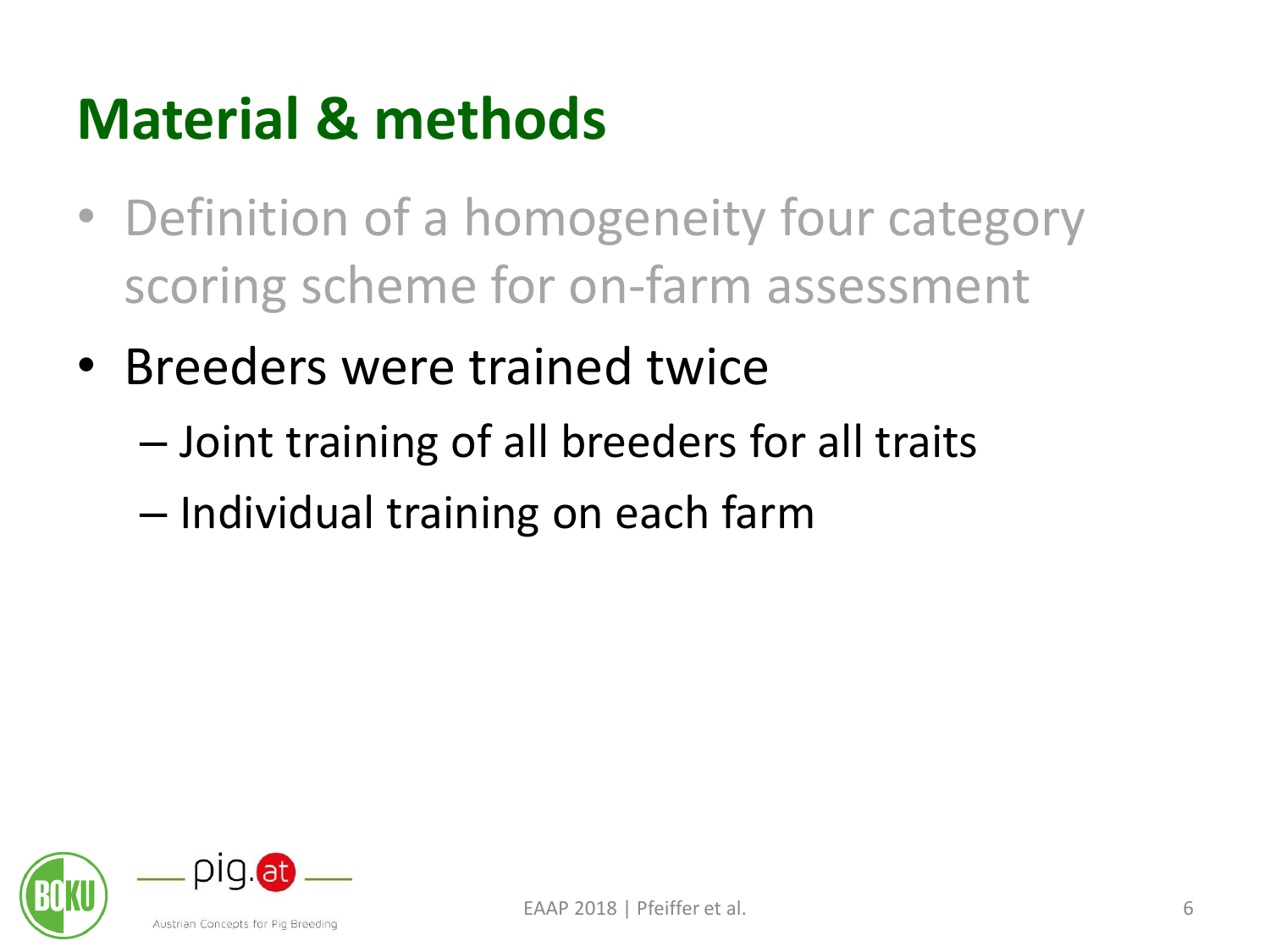# Material & methods

- Definition of a homogeneity four category scoring scheme for on-farm assessment
- Breeders were trained twice
  - Joint training of all breeders for all traits
  - Individual training on each farm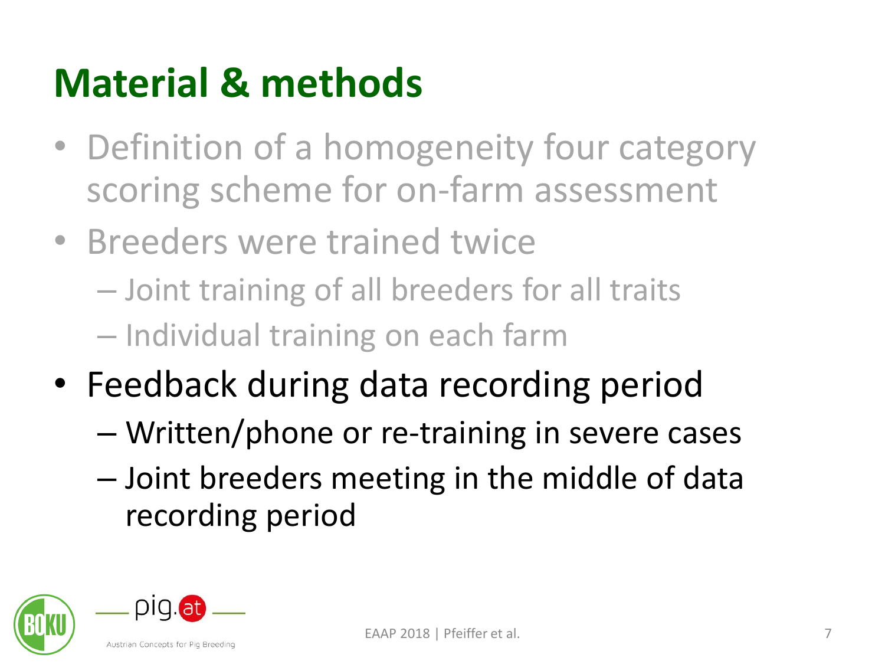# Material & methods

- Definition of a homogeneity four category scoring scheme for on-farm assessment
- Breeders were trained twice
  - Joint training of all breeders for all traits
  - Individual training on each farm
- Feedback during data recording period
  - Written/phone or re-training in severe cases
  - Joint breeders meeting in the middle of data recording period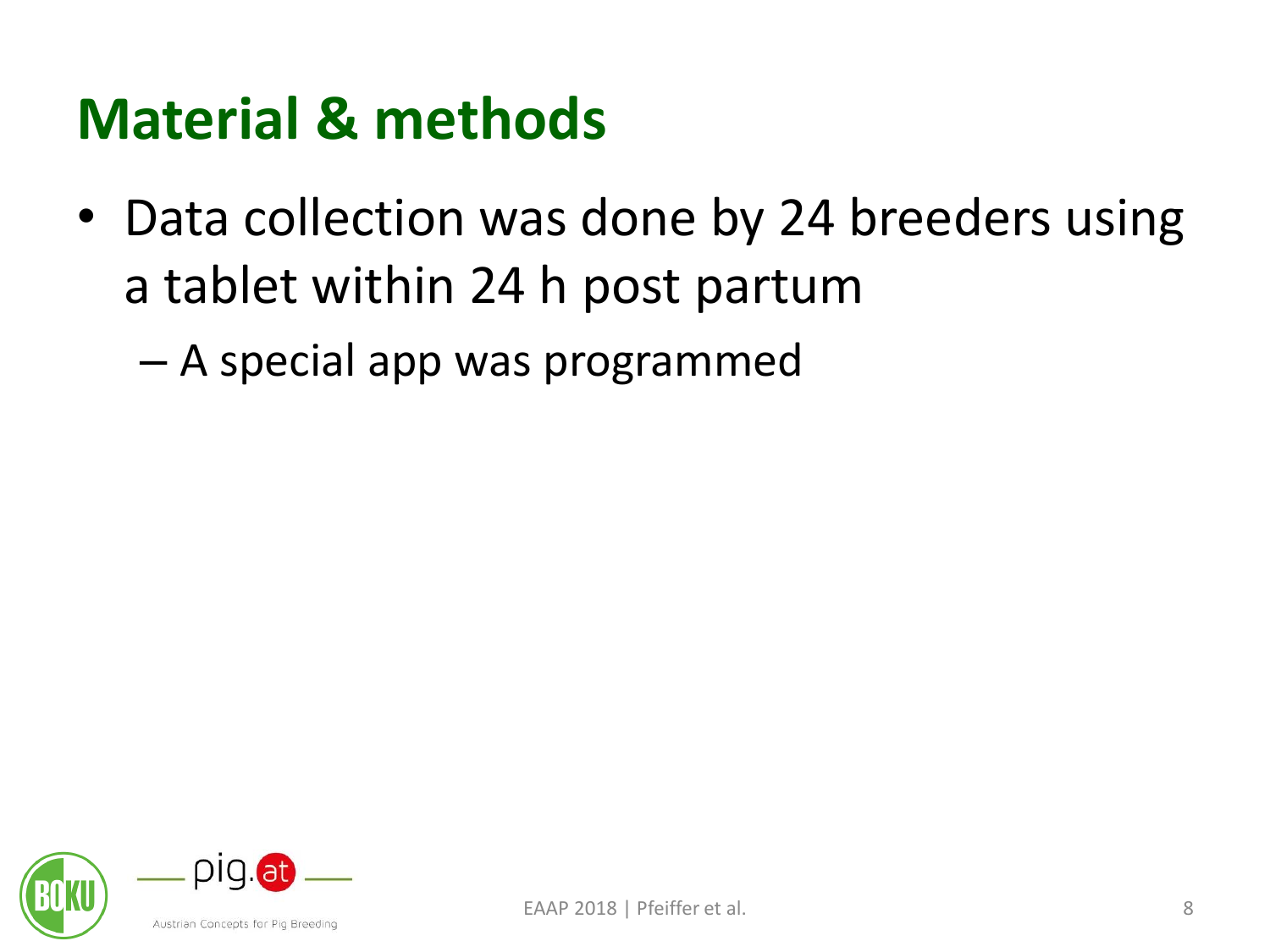# Material & methods

- Data collection was done by 24 breeders using a tablet within 24 h post partum
  - A special app was programmed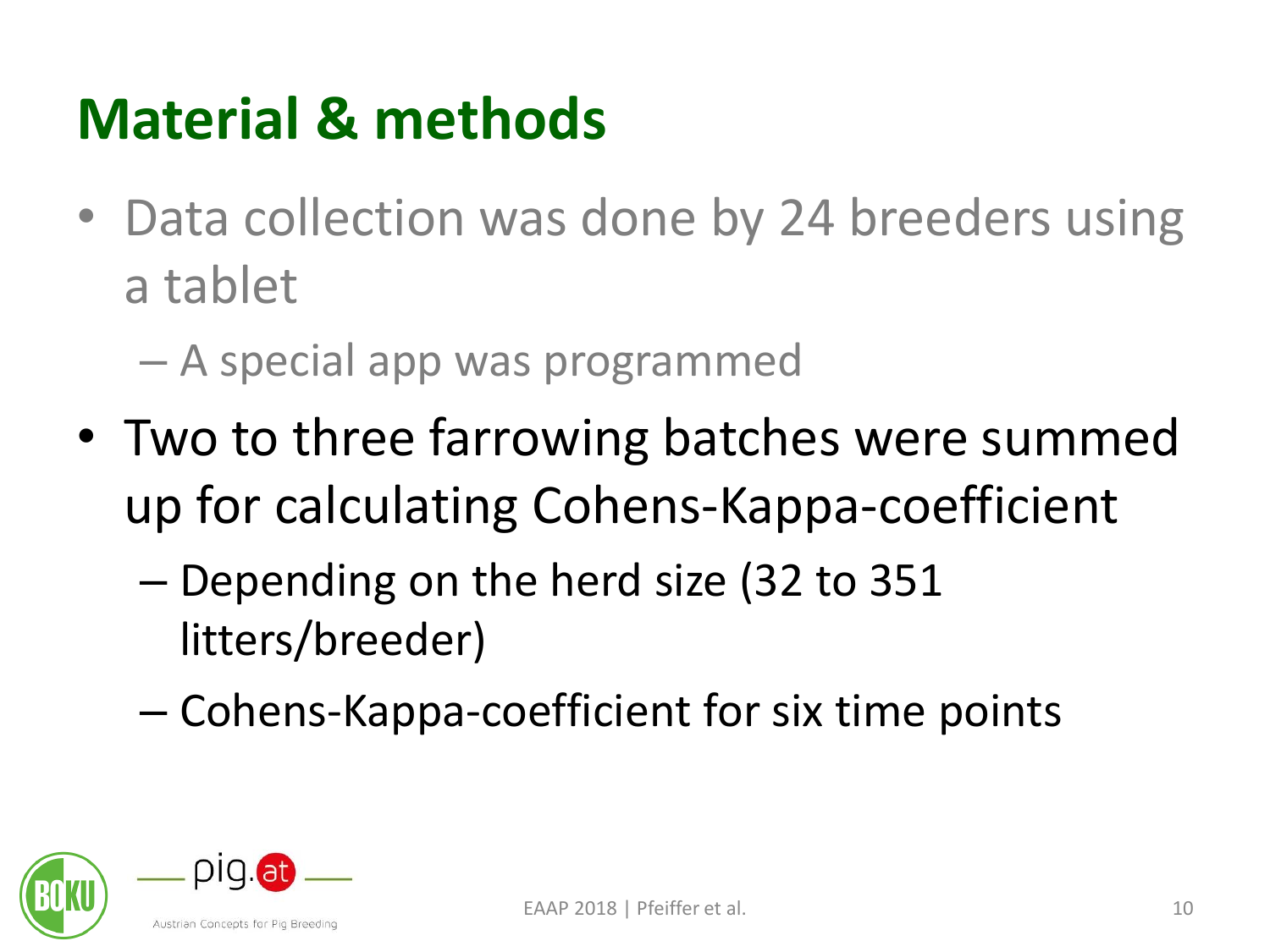# Material & methods

- Data collection was done by 24 breeders using a tablet
  - A special app was programmed
- Two to three farrowing batches were summed up for calculating Cohens-Kappa-coefficient
  - Depending on the herd size (32 to 351 litters/breeder)
  - Cohens-Kappa-coefficient for six time points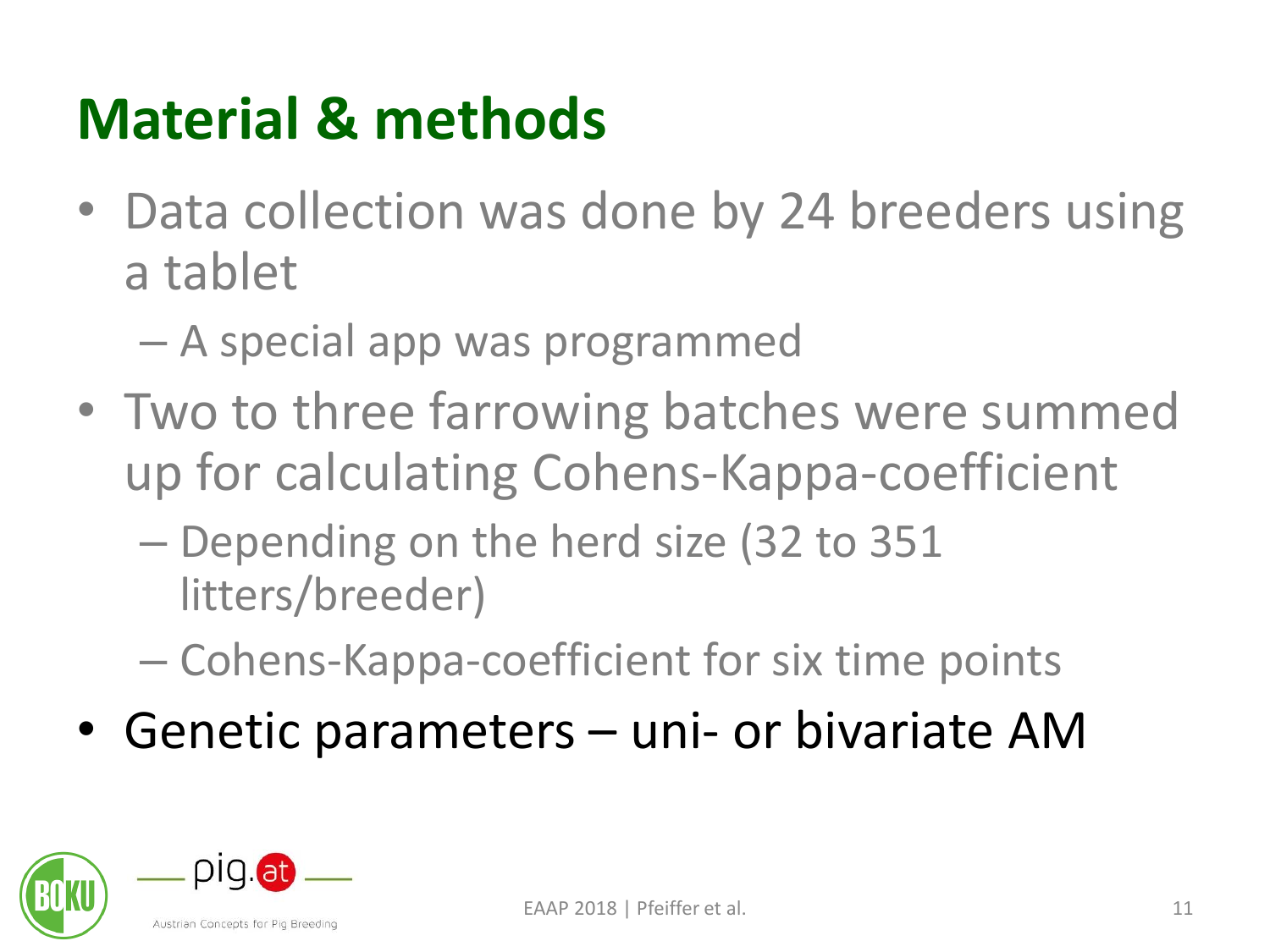# Material & methods

- Data collection was done by 24 breeders using a tablet
  - A special app was programmed
- Two to three farrowing batches were summed up for calculating Cohens-Kappa-coefficient
  - Depending on the herd size (32 to 351 litters/breeder)
  - Cohens-Kappa-coefficient for six time points
- Genetic parameters – uni- or bivariate AM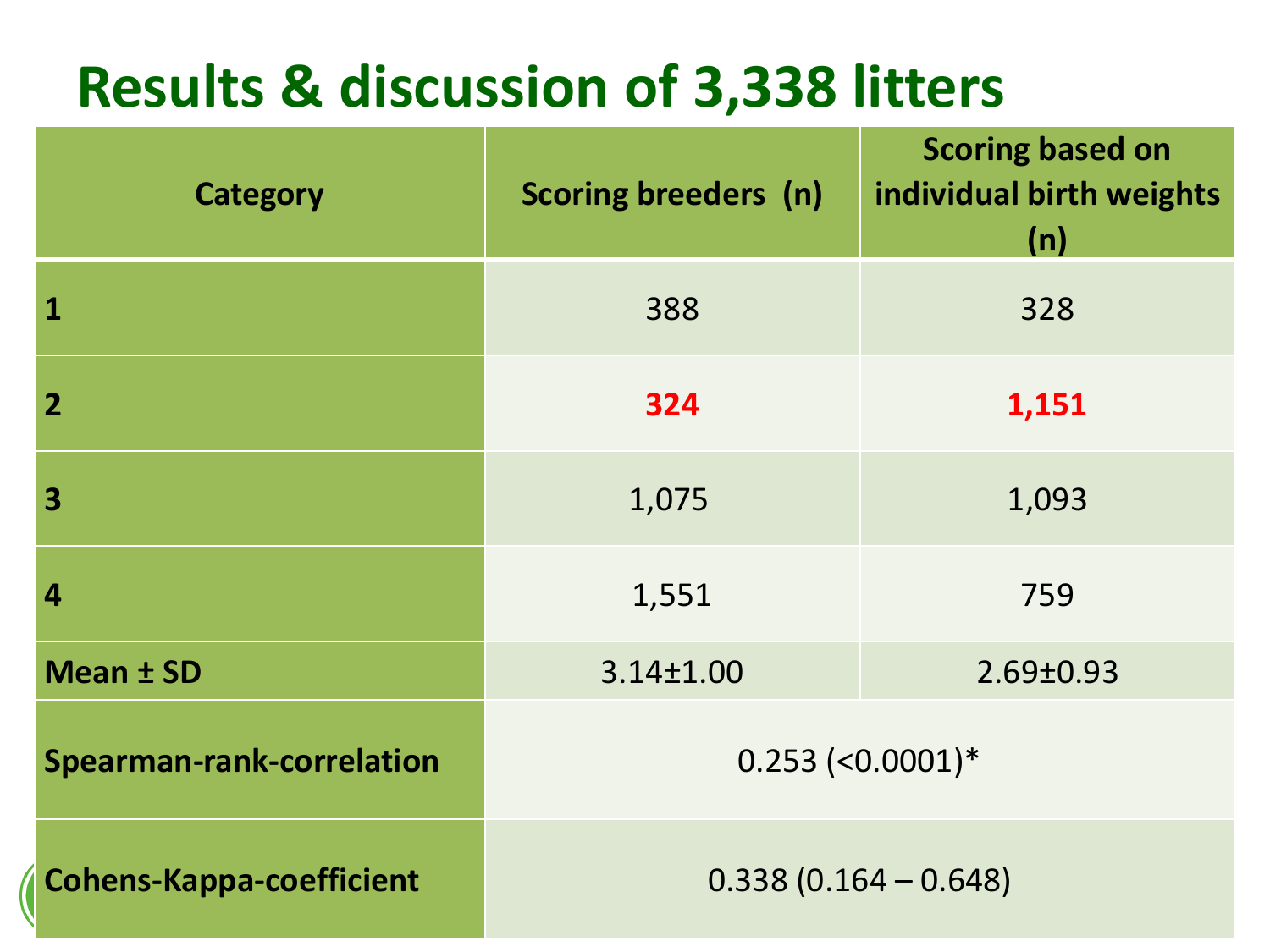# Results & discussion of 3,338 litters

| Category | Scoring breeders (n) | Scoring based on individual birth weights (n) |
|---|---|---|
| 1 | 388 | 328 |
| 2 | 324 | 1,151 |
| 3 | 1,075 | 1,093 |
| 4 | 1,551 | 759 |
| Mean ± SD | 3.14±1.00 | 2.69±0.93 |
| Spearman-rank-correlation | 0.253 (<0.0001)* | |
| Cohens-Kappa-coefficient | 0.338 (0.164 – 0.648) | |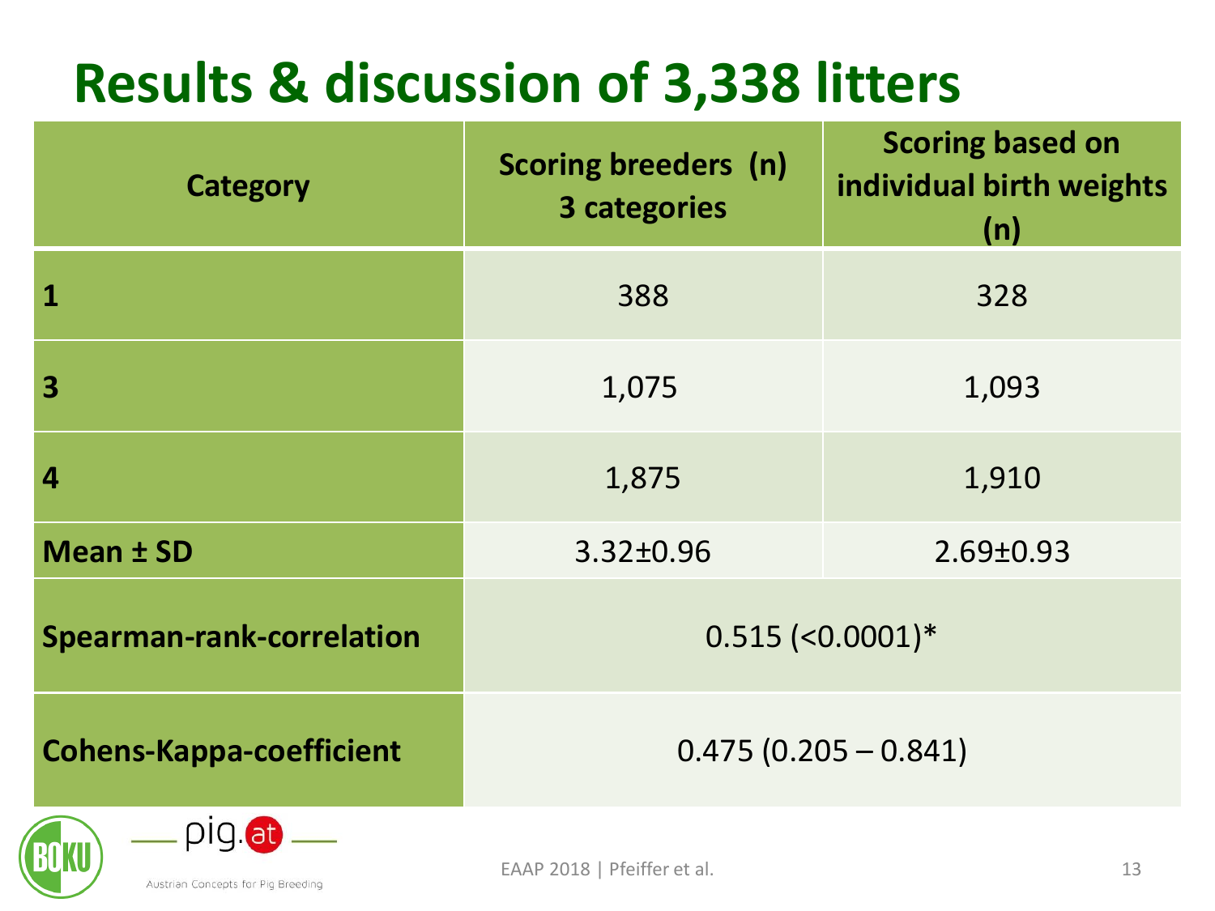# Results & discussion of 3,338 litters

| Category | Scoring breeders (n) 3 categories | Scoring based on individual birth weights (n) |
|---|---|---|
| **1** | 388 | 328 |
| **3** | 1,075 | 1,093 |
| **4** | 1,875 | 1,910 |
| **Mean ± SD** | 3.32±0.96 | 2.69±0.93 |
| **Spearman-rank-correlation** | 0.515 (<0.0001)* | |
| **Cohens-Kappa-coefficient** | 0.475 (0.205 – 0.841) | |

pig.at

Austrian Concepts for Pig Breeding

EAAP 2018 | Pfeiffer et al.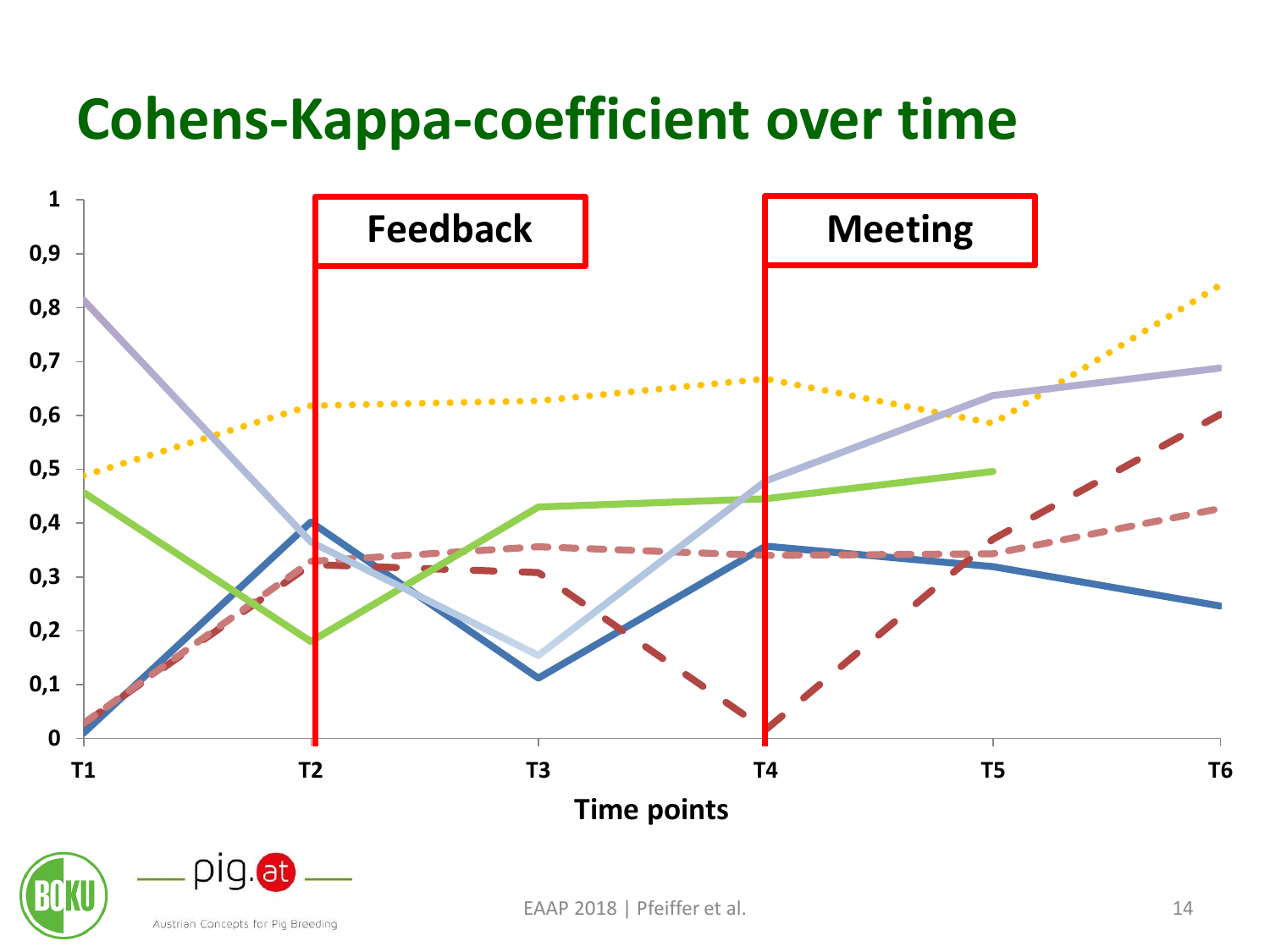# Cohens-Kappa-coefficient over time

Feedback

Meeting

1
0,9
0,8
0,7
0,6
0,5
0,4
0,3
0,2
0,1
0

T1
T2
T3
T4
T5
T6

Time points

pig.at

Austrian Concepts for Pig Breeding

EAAP 2018 | Pfeiffer et al.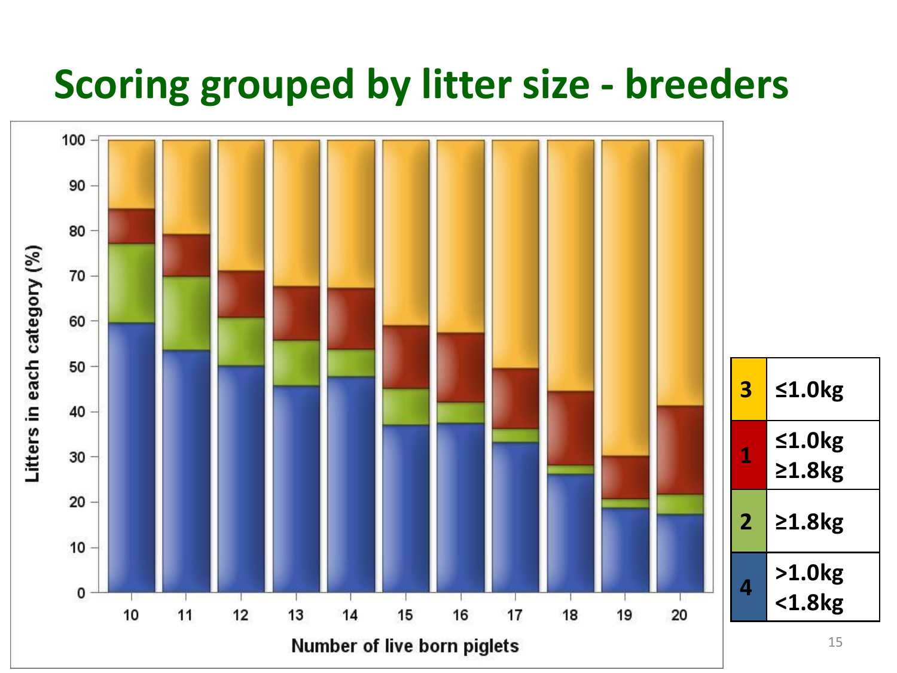# Scoring grouped by litter size - breeders

Litters in each category (%)

100
90
80
70
60
50
40
30
20
10
0

10 11 12 13 14 15 16 17 18 19 20

Number of live born piglets

| | |
|---|---|
| 3 | ≤1.0kg |
| 1 | ≤1.0kg ≥1.8kg |
| 2 | ≥1.8kg |
| 4 | >1.0kg <1.8kg |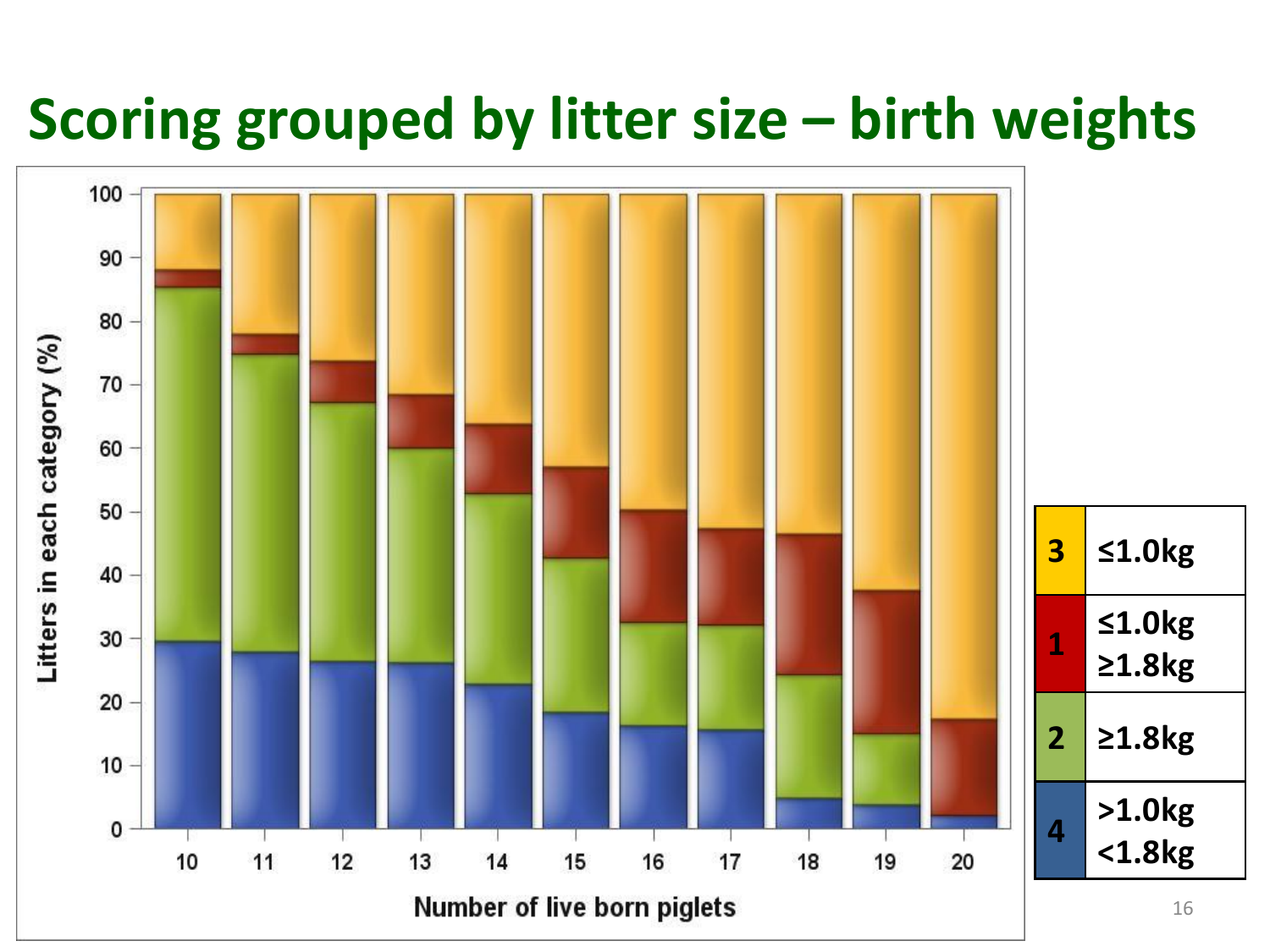# Scoring grouped by litter size – birth weights

Litters in each category (%)

100
90
80
70
60
50
40
30
20
10
0

10 11 12 13 14 15 16 17 18 19 20

Number of live born piglets

| | |
|---|---|
| 3 | ≤1.0kg |
| 1 | ≤1.0kg ≥1.8kg |
| 2 | ≥1.8kg |
| 4 | >1.0kg <1.8kg |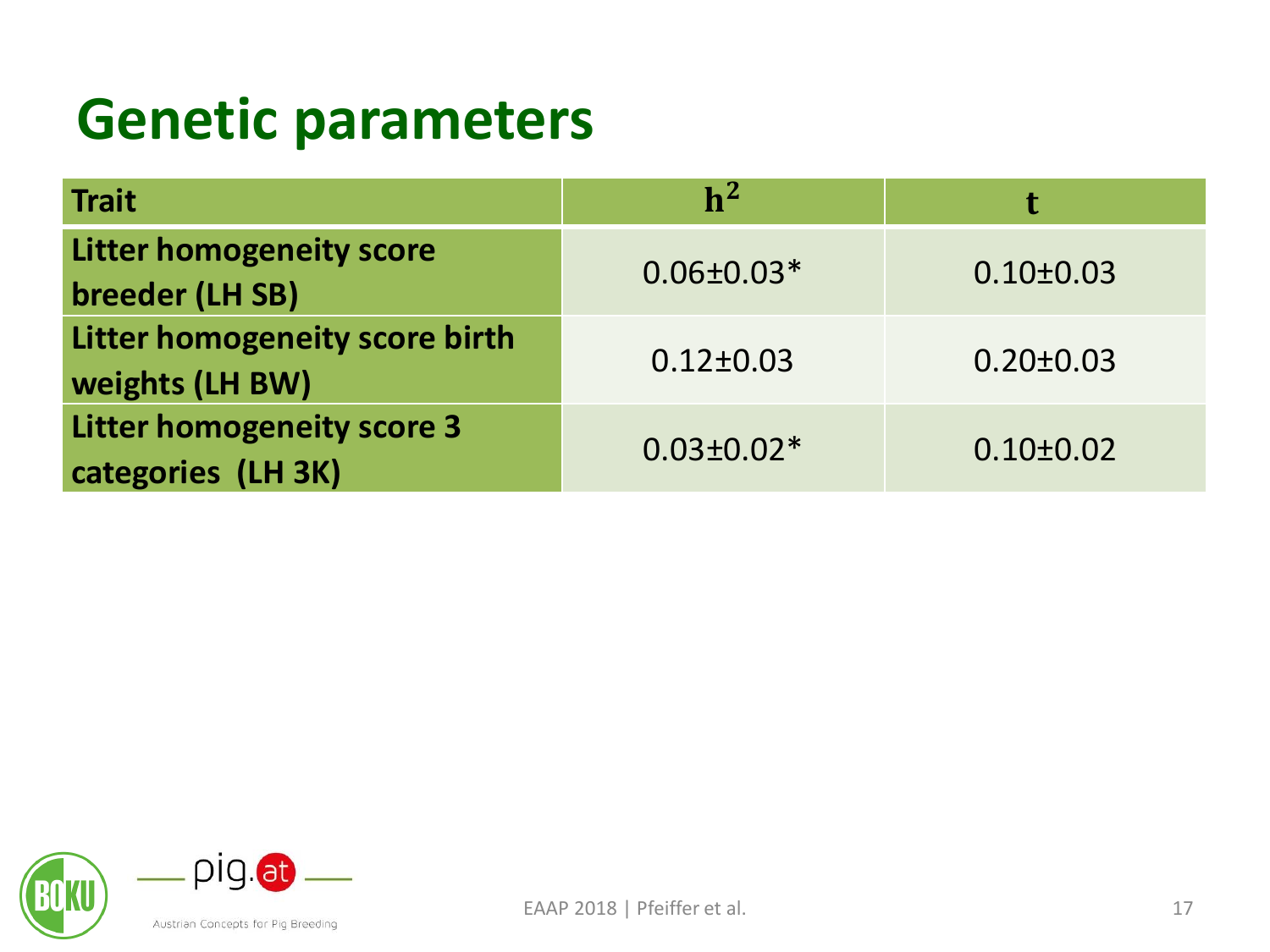# Genetic parameters

| Trait | $h^2$ | t |
|---|---|---|
| Litter homogeneity score breeder (LH SB) | 0.06±0.03* | 0.10±0.03 |
| Litter homogeneity score birth weights (LH BW) | 0.12±0.03 | 0.20±0.03 |
| Litter homogeneity score 3 categories (LH 3K) | 0.03±0.02* | 0.10±0.02 |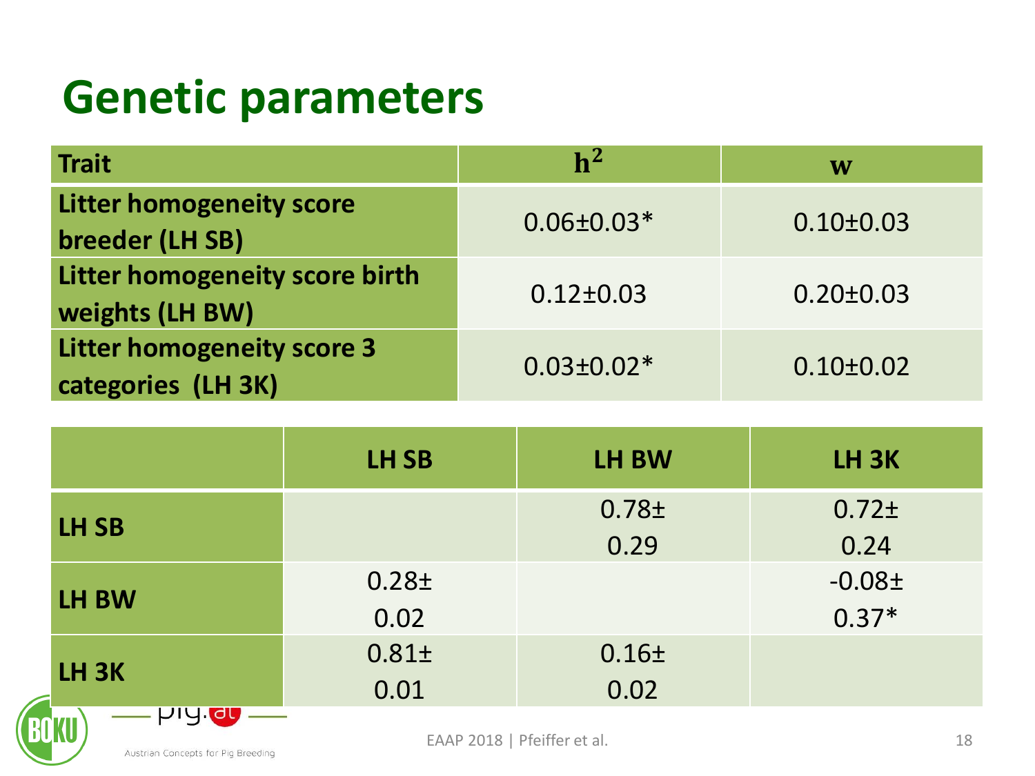# Genetic parameters

| Trait | $h^2$ | w |
| --- | --- | --- |
| **Litter homogeneity score breeder (LH SB)** | 0.06±0.03* | 0.10±0.03 |
| **Litter homogeneity score birth weights (LH BW)** | 0.12±0.03 | 0.20±0.03 |
| **Litter homogeneity score 3 categories (LH 3K)** | 0.03±0.02* | 0.10±0.02 |

| | LH SB | LH BW | LH 3K |
| --- | --- | --- | --- |
| **LH SB** | | 0.78± 0.29 | 0.72± 0.24 |
| **LH BW** | 0.28± 0.02 | | -0.08± 0.37* |
| **LH 3K** | 0.81± 0.01 | 0.16± 0.02 | |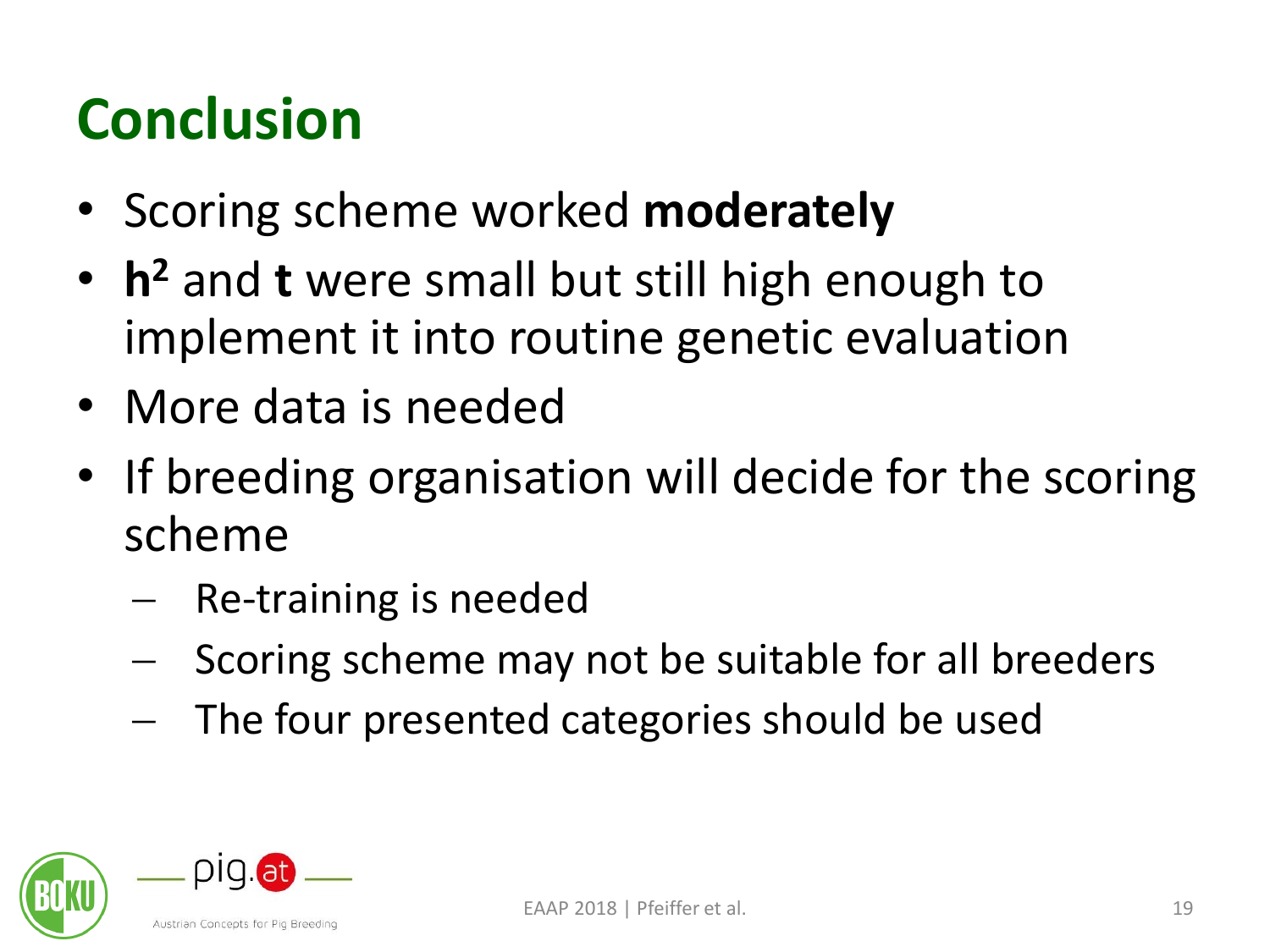# Conclusion

- Scoring scheme worked **moderately**
- $\mathbf{h^2}$ and **t** were small but still high enough to implement it into routine genetic evaluation
- More data is needed
- If breeding organisation will decide for the scoring scheme
  - Re-training is needed
  - Scoring scheme may not be suitable for all breeders
  - The four presented categories should be used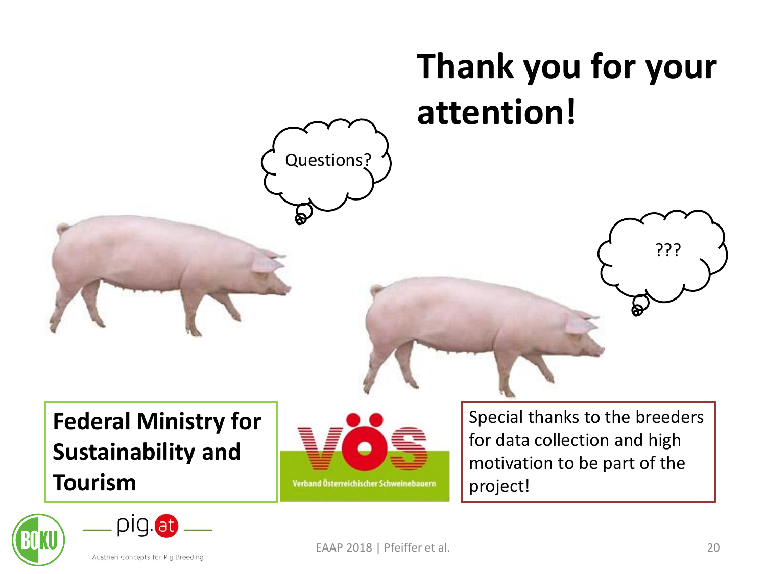# Thank you for your attention!

Questions?

???

**Federal Ministry for Sustainability and Tourism**

Verband Österreichischer Schweinebauern

Special thanks to the breeders for data collection and high motivation to be part of the project!

pig.at

Austrian Concepts for Pig Breeding